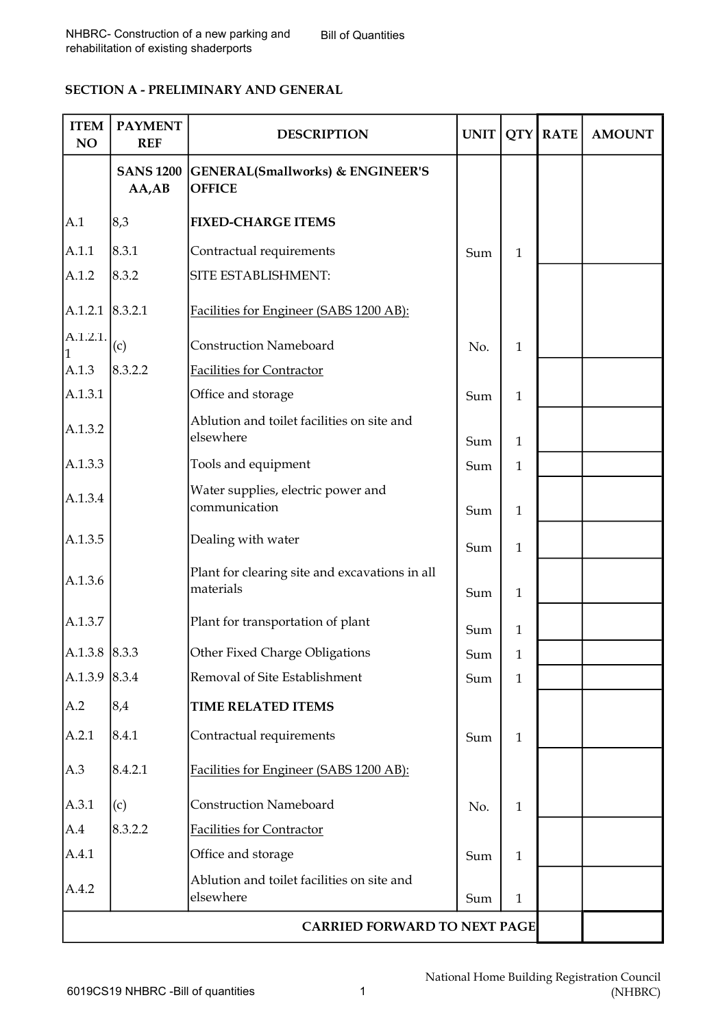## SECTION A - PRELIMINARY AND GENERAL

| ITEM NO | PAYMENT REF | DESCRIPTION | UNIT | QTY | RATE | AMOUNT |
|---|---|---|---|---|---|---|
| | SANS 1200 AA,AB | **GENERAL(Smallworks) & ENGINEER'S OFFICE** | | | | |
| A.1 | 8,3 | **FIXED-CHARGE ITEMS** | | | | |
| A.1.1 | 8.3.1 | Contractual requirements | Sum | 1 | | |
| A.1.2 | 8.3.2 | SITE ESTABLISHMENT: | | | | |
| A.1.2.1 | 8.3.2.1 | Facilities for Engineer (SABS 1200 AB): | | | | |
| A.1.2.1.1 | (c) | Construction Nameboard | No. | 1 | | |
| A.1.3 | 8.3.2.2 | Facilities for Contractor | | | | |
| A.1.3.1 | | Office and storage | Sum | 1 | | |
| A.1.3.2 | | Ablution and toilet facilities on site and elsewhere | Sum | 1 | | |
| A.1.3.3 | | Tools and equipment | Sum | 1 | | |
| A.1.3.4 | | Water supplies, electric power and communication | Sum | 1 | | |
| A.1.3.5 | | Dealing with water | Sum | 1 | | |
| A.1.3.6 | | Plant for clearing site and excavations in all materials | Sum | 1 | | |
| A.1.3.7 | | Plant for transportation of plant | Sum | 1 | | |
| A.1.3.8 | 8.3.3 | Other Fixed Charge Obligations | Sum | 1 | | |
| A.1.3.9 | 8.3.4 | Removal of Site Establishment | Sum | 1 | | |
| A.2 | 8,4 | **TIME RELATED ITEMS** | | | | |
| A.2.1 | 8.4.1 | Contractual requirements | Sum | 1 | | |
| A.3 | 8.4.2.1 | Facilities for Engineer (SABS 1200 AB): | | | | |
| A.3.1 | (c) | Construction Nameboard | No. | 1 | | |
| A.4 | 8.3.2.2 | Facilities for Contractor | | | | |
| A.4.1 | | Office and storage | Sum | 1 | | |
| A.4.2 | | Ablution and toilet facilities on site and elsewhere | Sum | 1 | | |
| | | **CARRIED FORWARD TO NEXT PAGE** | | | | |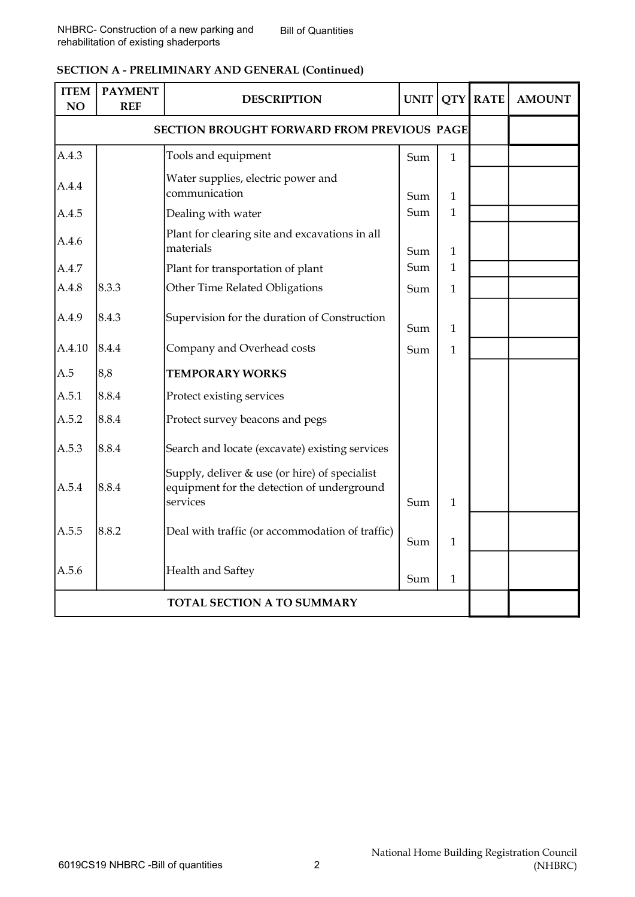## SECTION A - PRELIMINARY AND GENERAL (Continued)

| ITEM NO | PAYMENT REF | DESCRIPTION | UNIT | QTY | RATE | AMOUNT |
|---|---|---|---|---|---|---|
| | | **SECTION BROUGHT FORWARD FROM PREVIOUS PAGE** | | | | |
| A.4.3 | | Tools and equipment | Sum | 1 | | |
| A.4.4 | | Water supplies, electric power and communication | Sum | 1 | | |
| A.4.5 | | Dealing with water | Sum | 1 | | |
| A.4.6 | | Plant for clearing site and excavations in all materials | Sum | 1 | | |
| A.4.7 | | Plant for transportation of plant | Sum | 1 | | |
| A.4.8 | 8.3.3 | Other Time Related Obligations | Sum | 1 | | |
| A.4.9 | 8.4.3 | Supervision for the duration of Construction | Sum | 1 | | |
| A.4.10 | 8.4.4 | Company and Overhead costs | Sum | 1 | | |
| A.5 | 8,8 | **TEMPORARY WORKS** | | | | |
| A.5.1 | 8.8.4 | Protect existing services | | | | |
| A.5.2 | 8.8.4 | Protect survey beacons and pegs | | | | |
| A.5.3 | 8.8.4 | Search and locate (excavate) existing services | | | | |
| A.5.4 | 8.8.4 | Supply, deliver & use (or hire) of specialist equipment for the detection of underground services | Sum | 1 | | |
| A.5.5 | 8.8.2 | Deal with traffic (or accommodation of traffic) | Sum | 1 | | |
| A.5.6 | | Health and Saftey | Sum | 1 | | |
| | | **TOTAL SECTION A TO SUMMARY** | | | | |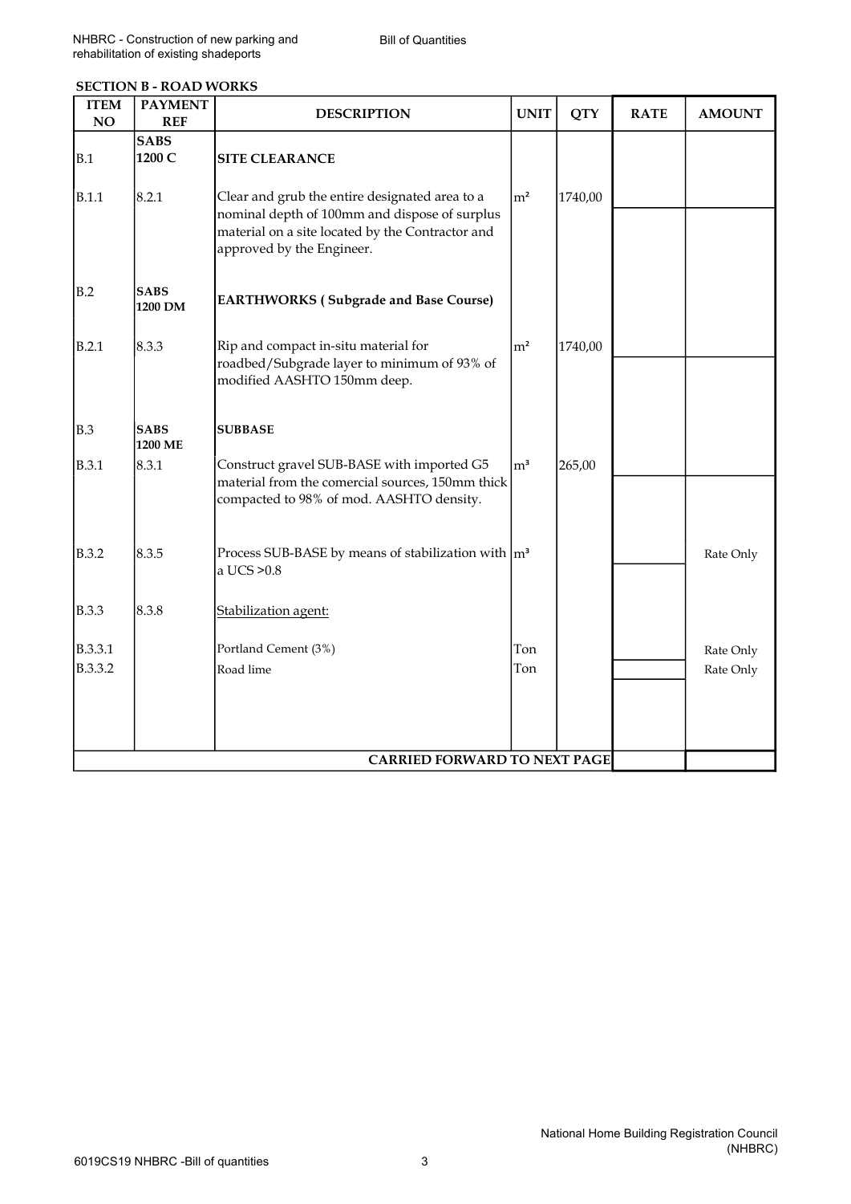## SECTION B - ROAD WORKS

| ITEM NO | PAYMENT REF | DESCRIPTION | UNIT | QTY | RATE | AMOUNT |
|---|---|---|---|---|---|---|
| B.1 | **SABS 1200 C** | **SITE CLEARANCE** | | | | |
| B.1.1 | 8.2.1 | Clear and grub the entire designated area to a nominal depth of 100mm and dispose of surplus material on a site located by the Contractor and approved by the Engineer. | m² | 1740,00 | | |
| B.2 | **SABS 1200 DM** | **EARTHWORKS ( Subgrade and Base Course)** | | | | |
| B.2.1 | 8.3.3 | Rip and compact in-situ material for roadbed/Subgrade layer to minimum of 93% of modified AASHTO 150mm deep. | m² | 1740,00 | | |
| B.3 | **SABS 1200 ME** | **SUBBASE** | | | | |
| B.3.1 | 8.3.1 | Construct gravel SUB-BASE with imported G5 material from the comercial sources, 150mm thick compacted to 98% of mod. AASHTO density. | m³ | 265,00 | | |
| B.3.2 | 8.3.5 | Process SUB-BASE by means of stabilization with a UCS >0.8 | m³ | | | Rate Only |
| B.3.3 | 8.3.8 | Stabilization agent: | | | | |
| B.3.3.1 | | Portland Cement (3%) | Ton | | | Rate Only |
| B.3.3.2 | | Road lime | Ton | | | Rate Only |
| | | **CARRIED FORWARD TO NEXT PAGE** | | | | |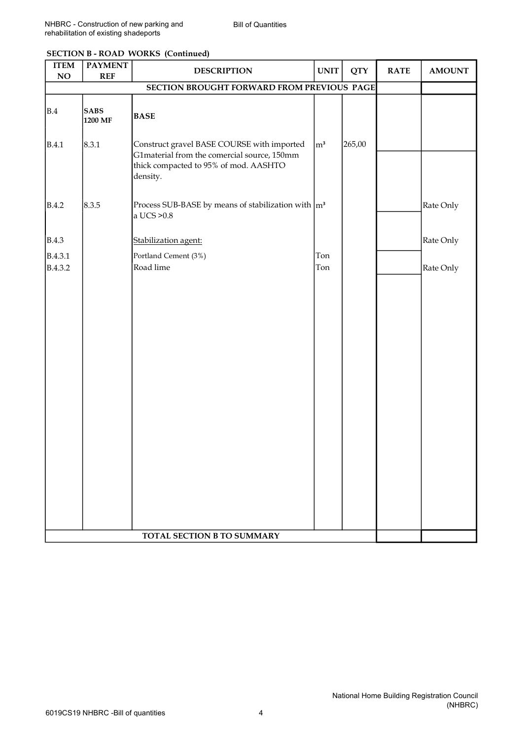**SECTION B - ROAD WORKS (Continued)**

| ITEM NO | PAYMENT REF | DESCRIPTION | UNIT | QTY | RATE | AMOUNT |
|---|---|---|---|---|---|---|
| | | SECTION BROUGHT FORWARD FROM PREVIOUS PAGE | | | | |
| B.4 | **SABS 1200 MF** | **BASE** | | | | |
| B.4.1 | 8.3.1 | Construct gravel BASE COURSE with imported G1material from the comercial source, 150mm thick compacted to 95% of mod. AASHTO density. | m³ | 265,00 | | |
| B.4.2 | 8.3.5 | Process SUB-BASE by means of stabilization with a UCS >0.8 | m³ | | | Rate Only |
| B.4.3 | | Stabilization agent: | | | | Rate Only |
| B.4.3.1 | | Portland Cement (3%) | Ton | | | |
| B.4.3.2 | | Road lime | Ton | | | Rate Only |
| | | TOTAL SECTION B TO SUMMARY | | | | |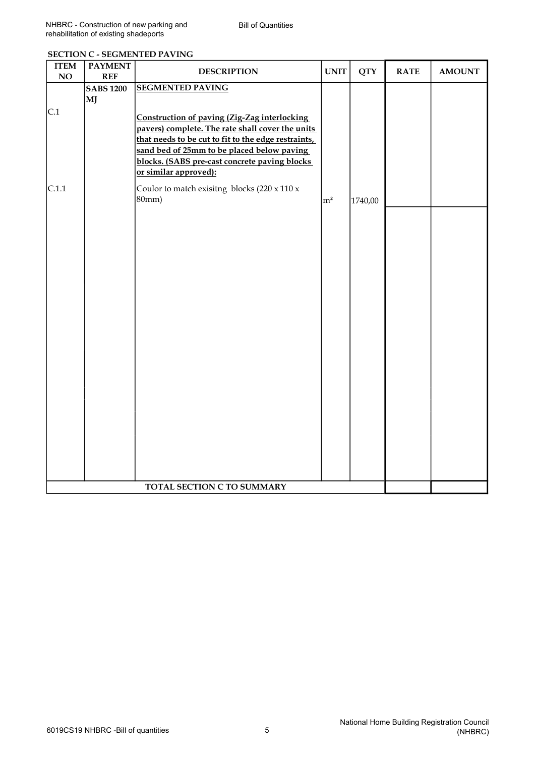**SECTION C - SEGMENTED PAVING**

| ITEM NO | PAYMENT REF | DESCRIPTION | UNIT | QTY | RATE | AMOUNT |
|---|---|---|---|---|---|---|
| | **SABS 1200 MJ** | **SEGMENTED PAVING** | | | | |
| C.1 | | **Construction of paving (Zig-Zag interlocking pavers) complete. The rate shall cover the units that needs to be cut to fit to the edge restraints, sand bed of 25mm to be placed below paving blocks. (SABS pre-cast concrete paving blocks or similar approved):** | | | | |
| C.1.1 | | Coulor to match exisitng blocks (220 x 110 x 80mm) | m² | 1740,00 | | |
| | | **TOTAL SECTION C TO SUMMARY** | | | | |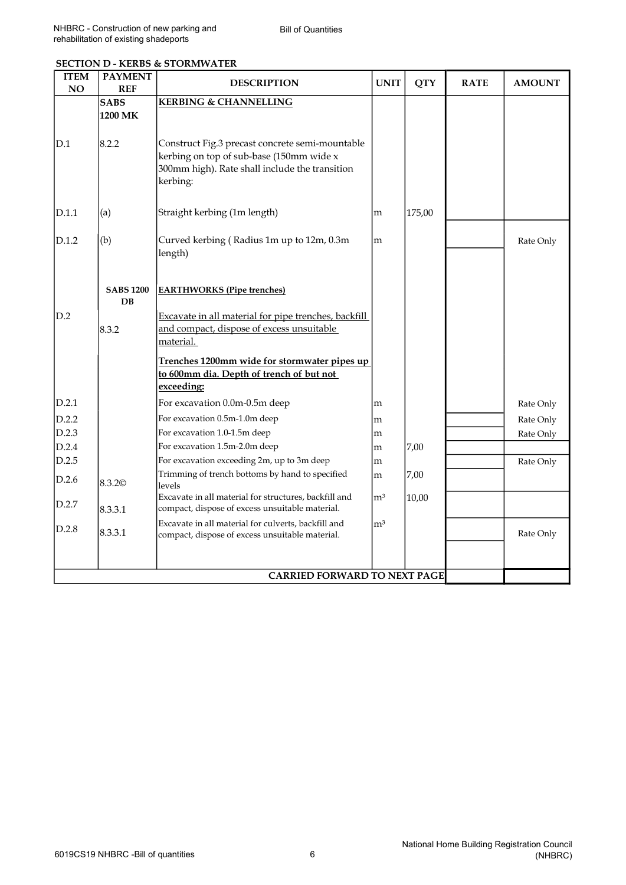## SECTION D - KERBS & STORMWATER

| ITEM NO | PAYMENT REF | DESCRIPTION | UNIT | QTY | RATE | AMOUNT |
|---|---|---|---|---|---|---|
| | **SABS 1200 MK** | **KERBING & CHANNELLING** | | | | |
| D.1 | 8.2.2 | Construct Fig.3 precast concrete semi-mountable kerbing on top of sub-base (150mm wide x 300mm high). Rate shall include the transition kerbing: | | | | |
| D.1.1 | (a) | Straight kerbing (1m length) | m | 175,00 | | |
| D.1.2 | (b) | Curved kerbing ( Radius 1m up to 12m, 0.3m length) | m | | | Rate Only |
| | **SABS 1200 DB** | **EARTHWORKS (Pipe trenches)** | | | | |
| D.2 | 8.3.2 | Excavate in all material for pipe trenches, backfill and compact, dispose of excess unsuitable material.<br>**Trenches 1200mm wide for stormwater pipes up to 600mm dia. Depth of trench of but not exceeding:** | | | | |
| D.2.1 | | For excavation 0.0m-0.5m deep | m | | | Rate Only |
| D.2.2 | | For excavation 0.5m-1.0m deep | m | | | Rate Only |
| D.2.3 | | For excavation 1.0-1.5m deep | m | | | Rate Only |
| D.2.4 | | For excavation 1.5m-2.0m deep | m | 7,00 | | |
| D.2.5 | | For excavation exceeding 2m, up to 3m deep | m | | | Rate Only |
| D.2.6 | 8.3.2© | Trimming of trench bottoms by hand to specified levels | m | 7,00 | | |
| D.2.7 | 8.3.3.1 | Excavate in all material for structures, backfill and compact, dispose of excess unsuitable material. | m³ | 10,00 | | |
| D.2.8 | 8.3.3.1 | Excavate in all material for culverts, backfill and compact, dispose of excess unsuitable material. | m³ | | | Rate Only |
| | | **CARRIED FORWARD TO NEXT PAGE** | | | | |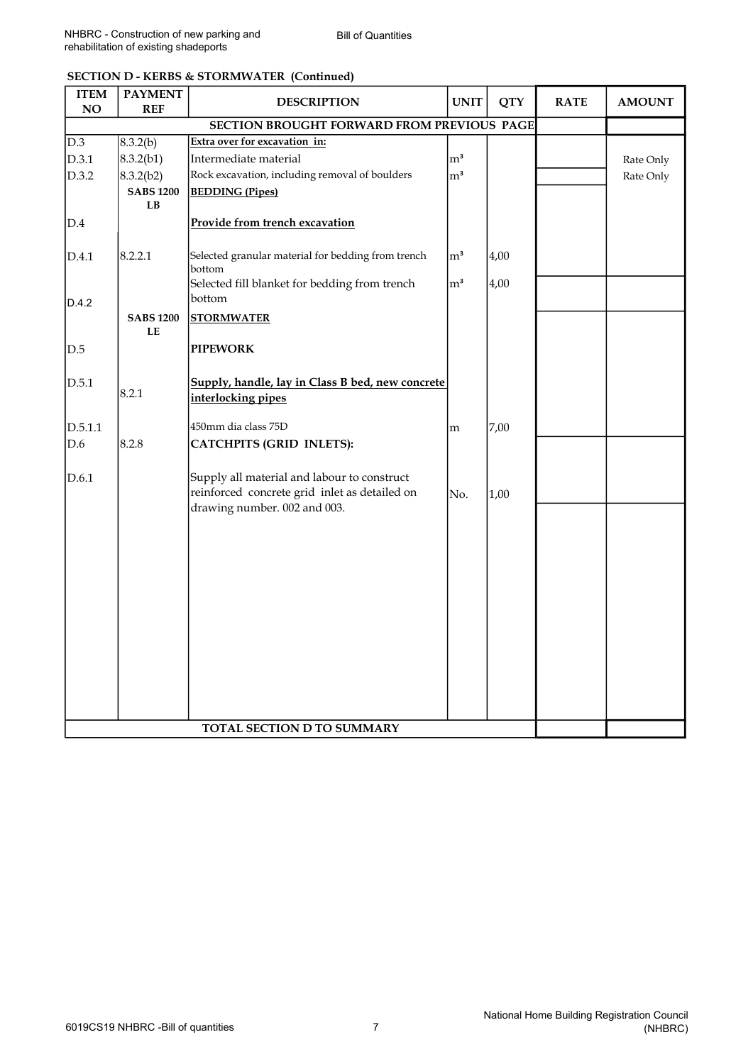**SECTION D - KERBS & STORMWATER (Continued)**

| ITEM NO | PAYMENT REF | DESCRIPTION | UNIT | QTY | RATE | AMOUNT |
|---|---|---|---|---|---|---|
| | | **SECTION BROUGHT FORWARD FROM PREVIOUS PAGE** | | | | |
| D.3 | 8.3.2(b) | **Extra over for excavation in:** | | | | |
| D.3.1 | 8.3.2(b1) | Intermediate material | m³ | | | Rate Only |
| D.3.2 | 8.3.2(b2) | Rock excavation, including removal of boulders | m³ | | | Rate Only |
| | **SABS 1200 LB** | **BEDDING (Pipes)** | | | | |
| D.4 | | **Provide from trench excavation** | | | | |
| D.4.1 | 8.2.2.1 | Selected granular material for bedding from trench bottom | m³ | 4,00 | | |
| D.4.2 | | Selected fill blanket for bedding from trench bottom | m³ | 4,00 | | |
| | **SABS 1200 LE** | **STORMWATER** | | | | |
| D.5 | | **PIPEWORK** | | | | |
| D.5.1 | 8.2.1 | **Supply, handle, lay in Class B bed, new concrete interlocking pipes** | | | | |
| D.5.1.1 | | 450mm dia class 75D | m | 7,00 | | |
| D.6 | 8.2.8 | **CATCHPITS (GRID INLETS):** | | | | |
| D.6.1 | | Supply all material and labour to construct reinforced concrete grid inlet as detailed on drawing number. 002 and 003. | No. | 1,00 | | |
| | | **TOTAL SECTION D TO SUMMARY** | | | | |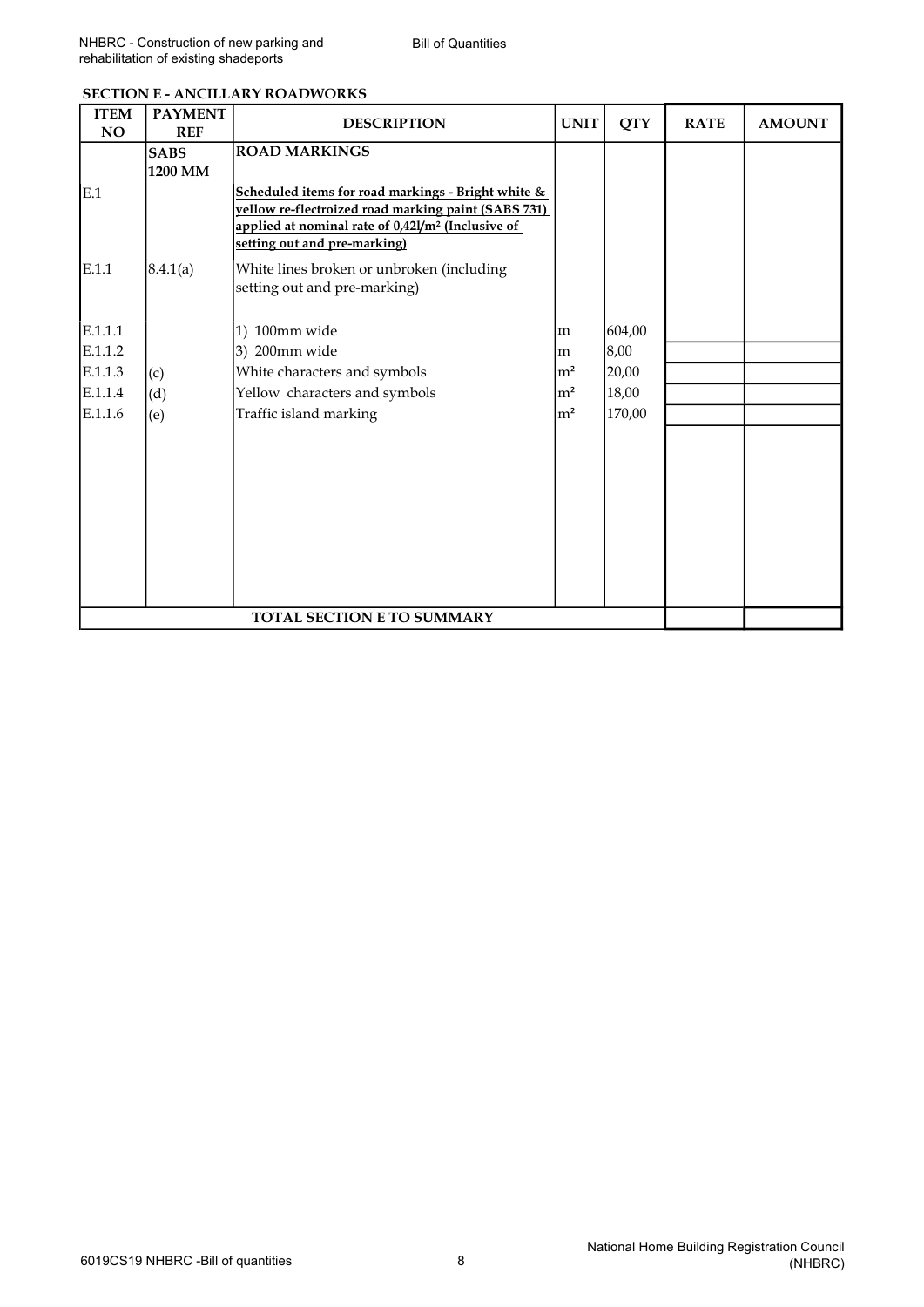## SECTION E - ANCILLARY ROADWORKS

| ITEM NO | PAYMENT REF | DESCRIPTION | UNIT | QTY | RATE | AMOUNT |
|---|---|---|---|---|---|---|
| | **SABS 1200 MM** | **ROAD MARKINGS** | | | | |
| E.1 | | **Scheduled items for road markings - Bright white & yellow re-flectroized road marking paint (SABS 731) applied at nominal rate of 0,42l/m² (Inclusive of setting out and pre-marking)** | | | | |
| E.1.1 | 8.4.1(a) | White lines broken or unbroken (including setting out and pre-marking) | | | | |
| E.1.1.1 | | 1) 100mm wide | m | 604,00 | | |
| E.1.1.2 | | 3) 200mm wide | m | 8,00 | | |
| E.1.1.3 | (c) | White characters and symbols | m² | 20,00 | | |
| E.1.1.4 | (d) | Yellow characters and symbols | m² | 18,00 | | |
| E.1.1.6 | (e) | Traffic island marking | m² | 170,00 | | |
| | | **TOTAL SECTION E TO SUMMARY** | | | | |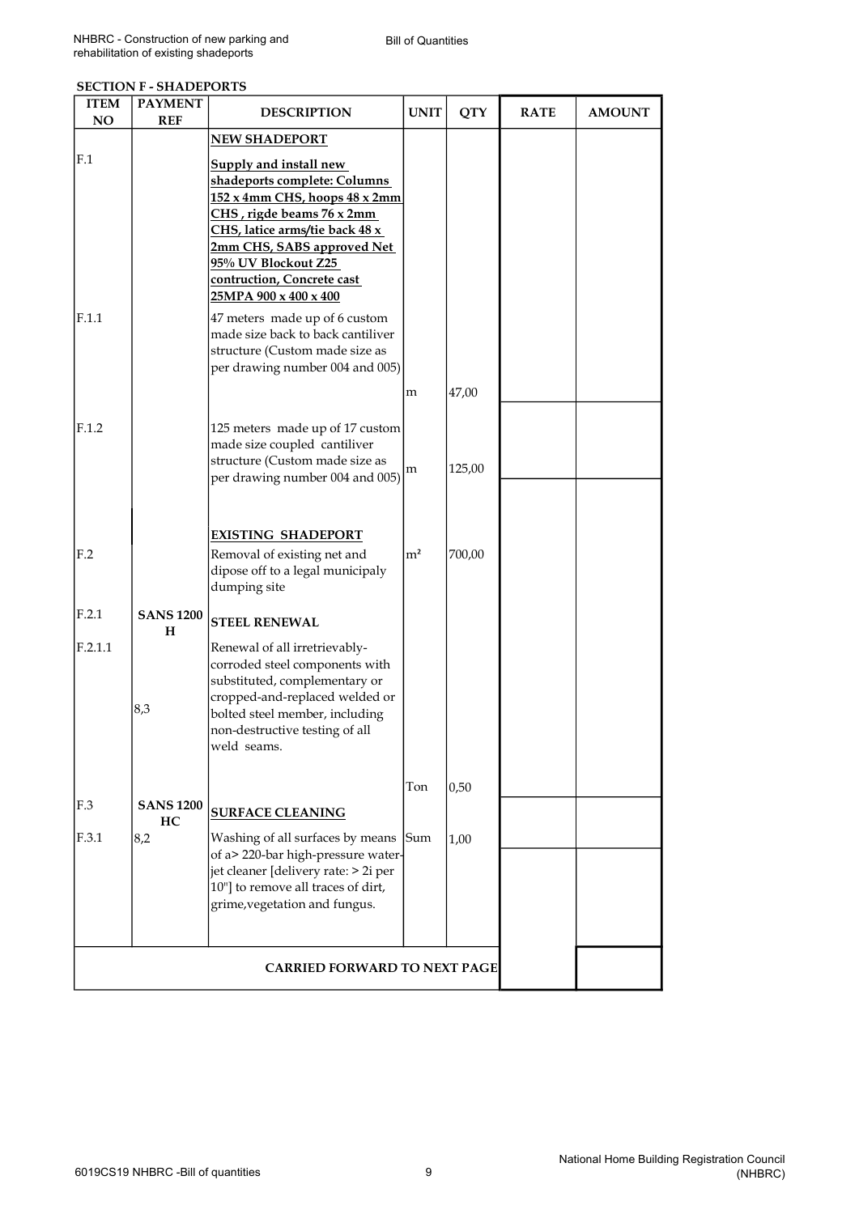**SECTION F - SHADEPORTS**

| ITEM NO | PAYMENT REF | DESCRIPTION | UNIT | QTY | RATE | AMOUNT |
|---|---|---|---|---|---|---|
| | | **NEW SHADEPORT** | | | | |
| F.1 | | **Supply and install new shadeports complete: Columns 152 x 4mm CHS, hoops 48 x 2mm CHS , rigde beams 76 x 2mm CHS, latice arms/tie back 48 x 2mm CHS, SABS approved Net 95% UV Blockout Z25 contruction, Concrete cast 25MPA 900 x 400 x 400** | | | | |
| F.1.1 | | 47 meters made up of 6 custom made size back to back cantiliver structure (Custom made size as per drawing number 004 and 005) | m | 47,00 | | |
| F.1.2 | | 125 meters made up of 17 custom made size coupled cantiliver structure (Custom made size as per drawing number 004 and 005) | m | 125,00 | | |
| | | **EXISTING SHADEPORT** | | | | |
| F.2 | | Removal of existing net and dipose off to a legal municipaly dumping site | m² | 700,00 | | |
| F.2.1 | **SANS 1200 H** | **STEEL RENEWAL** | | | | |
| F.2.1.1 | 8,3 | Renewal of all irretrievably-corroded steel components with substituted, complementary or cropped-and-replaced welded or bolted steel member, including non-destructive testing of all weld seams. | Ton | 0,50 | | |
| F.3 | **SANS 1200 HC** | **SURFACE CLEANING** | | | | |
| F.3.1 | 8,2 | Washing of all surfaces by means of a> 220-bar high-pressure water-jet cleaner [delivery rate: > 2i per 10"] to remove all traces of dirt, grime,vegetation and fungus. | Sum | 1,00 | | |
| | | **CARRIED FORWARD TO NEXT PAGE** | | | | |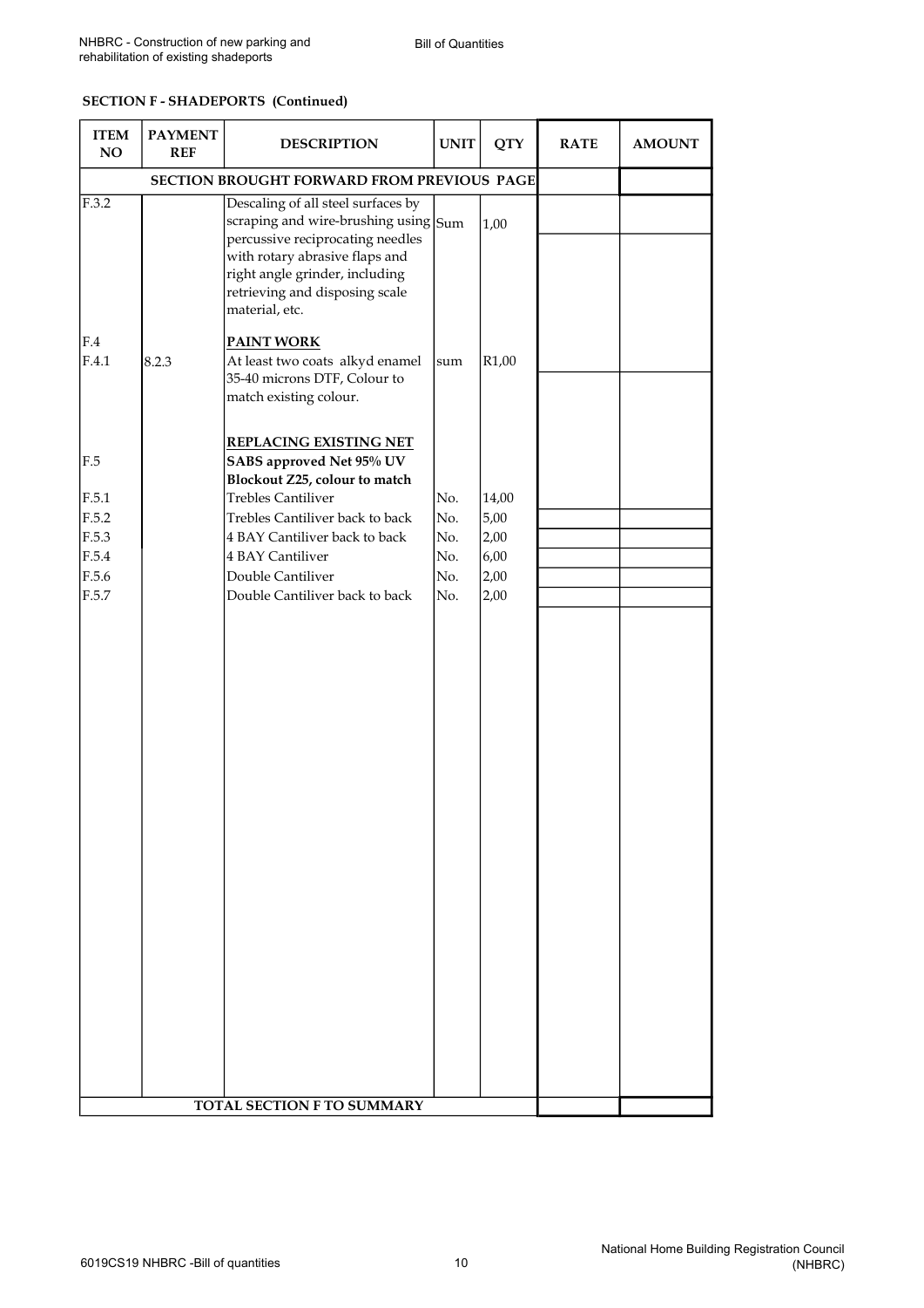## SECTION F - SHADEPORTS (Continued)

| ITEM NO | PAYMENT REF | DESCRIPTION | UNIT | QTY | RATE | AMOUNT |
|---|---|---|---|---|---|---|
| | | SECTION BROUGHT FORWARD FROM PREVIOUS PAGE | | | | |
| F.3.2 | | Descaling of all steel surfaces by scraping and wire-brushing using percussive reciprocating needles with rotary abrasive flaps and right angle grinder, including retrieving and disposing scale material, etc. | Sum | 1,00 | | |
| F.4 | | **PAINT WORK** | | | | |
| F.4.1 | 8.2.3 | At least two coats alkyd enamel 35-40 microns DTF, Colour to match existing colour. | sum | R1,00 | | |
| | | **REPLACING EXISTING NET** | | | | |
| F.5 | | **SABS approved Net 95% UV Blockout Z25, colour to match** | | | | |
| F.5.1 | | Trebles Cantiliver | No. | 14,00 | | |
| F.5.2 | | Trebles Cantiliver back to back | No. | 5,00 | | |
| F.5.3 | | 4 BAY Cantiliver back to back | No. | 2,00 | | |
| F.5.4 | | 4 BAY Cantiliver | No. | 6,00 | | |
| F.5.6 | | Double Cantiliver | No. | 2,00 | | |
| F.5.7 | | Double Cantiliver back to back | No. | 2,00 | | |
| | | TOTAL SECTION F TO SUMMARY | | | | |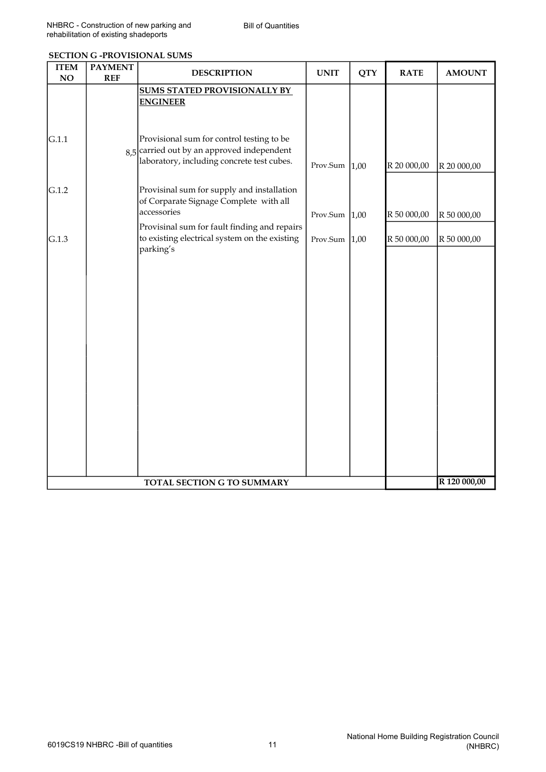## SECTION G -PROVISIONAL SUMS

| ITEM NO | PAYMENT REF | DESCRIPTION | UNIT | QTY | RATE | AMOUNT |
|---|---|---|---|---|---|---|
| | | **SUMS STATED PROVISIONALLY BY ENGINEER** | | | | |
| G.1.1 | 8,5 | Provisional sum for control testing to be carried out by an approved independent laboratory, including concrete test cubes. | Prov.Sum | 1,00 | R 20 000,00 | R 20 000,00 |
| G.1.2 | | Provisinal sum for supply and installation of Corparate Signage Complete with all accessories | Prov.Sum | 1,00 | R 50 000,00 | R 50 000,00 |
| G.1.3 | | Provisinal sum for fault finding and repairs to existing electrical system on the existing parking's | Prov.Sum | 1,00 | R 50 000,00 | R 50 000,00 |
| | | **TOTAL SECTION G TO SUMMARY** | | | | **R 120 000,00** |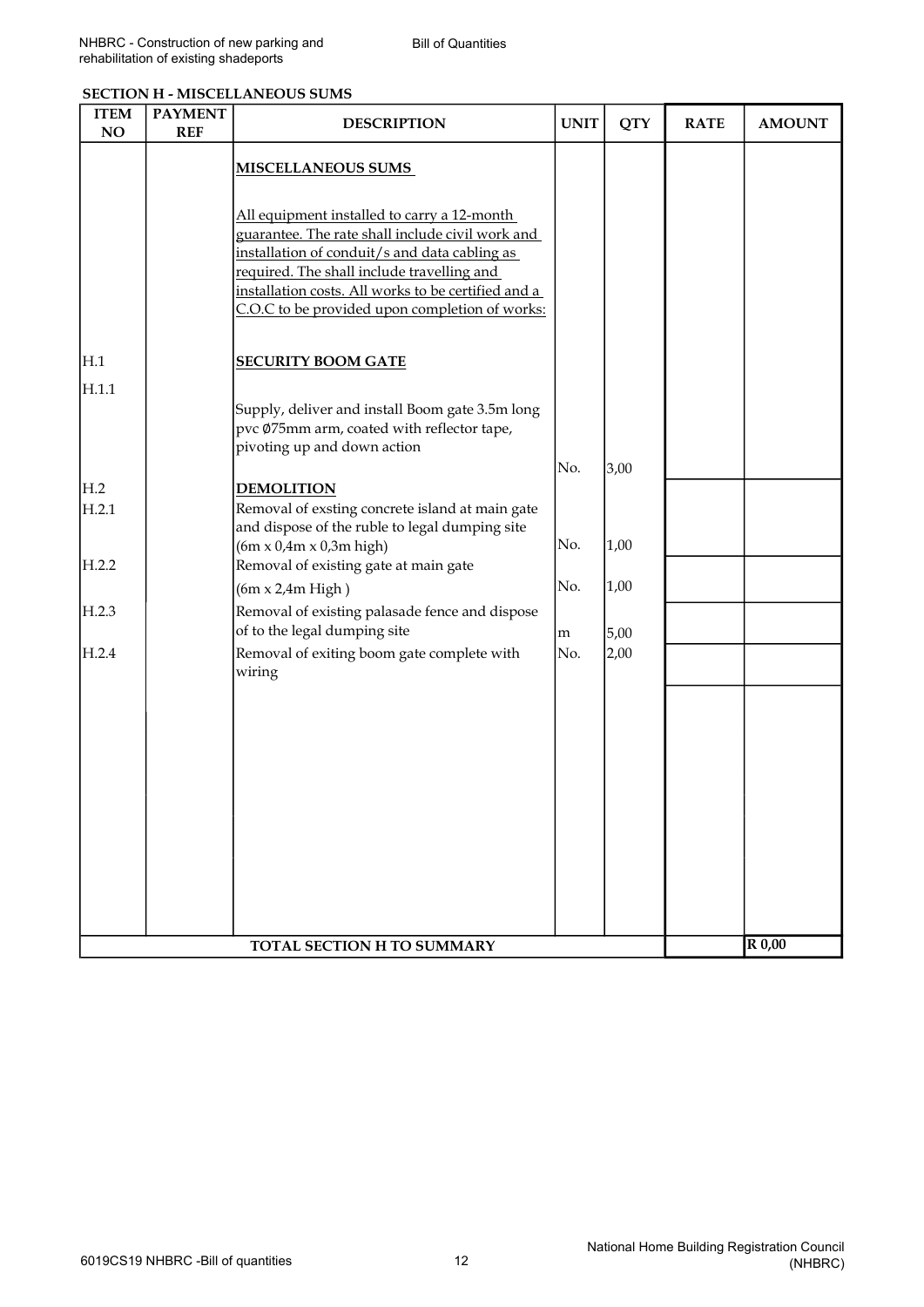## SECTION H - MISCELLANEOUS SUMS

| ITEM NO | PAYMENT REF | DESCRIPTION | UNIT | QTY | RATE | AMOUNT |
|---|---|---|---|---|---|---|
| | | **MISCELLANEOUS SUMS** | | | | |
| | | All equipment installed to carry a 12-month guarantee. The rate shall include civil work and installation of conduit/s and data cabling as required. The shall include travelling and installation costs. All works to be certified and a C.O.C to be provided upon completion of works: | | | | |
| H.1 | | **SECURITY BOOM GATE** | | | | |
| H.1.1 | | Supply, deliver and install Boom gate 3.5m long pvc Ø75mm arm, coated with reflector tape, pivoting up and down action | No. | 3,00 | | |
| H.2 | | **DEMOLITION** | | | | |
| H.2.1 | | Removal of exsting concrete island at main gate and dispose of the ruble to legal dumping site (6m x 0,4m x 0,3m high) | No. | 1,00 | | |
| H.2.2 | | Removal of existing gate at main gate (6m x 2,4m High ) | No. | 1,00 | | |
| H.2.3 | | Removal of existing palasade fence and dispose of to the legal dumping site | m | 5,00 | | |
| H.2.4 | | Removal of exiting boom gate complete with wiring | No. | 2,00 | | |
| | | **TOTAL SECTION H TO SUMMARY** | | | | **R 0,00** |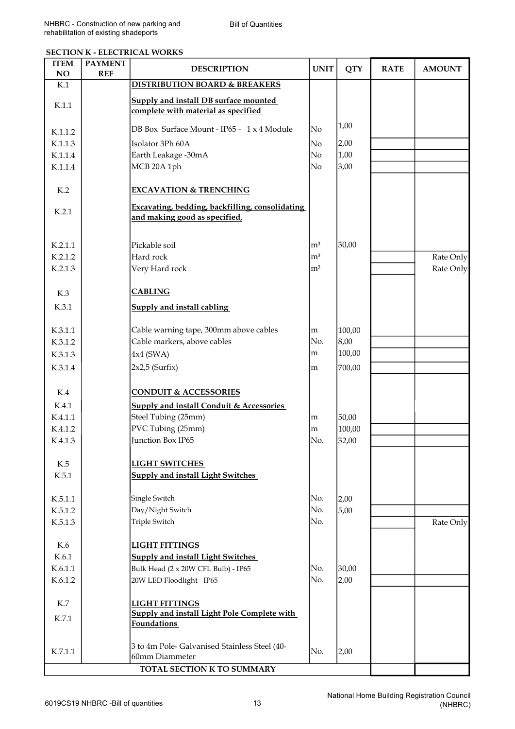## SECTION K - ELECTRICAL WORKS

| ITEM NO | PAYMENT REF | DESCRIPTION | UNIT | QTY | RATE | AMOUNT |
|---|---|---|---|---|---|---|
| K.1 | | **DISTRIBUTION BOARD & BREAKERS** | | | | |
| K.1.1 | | **Supply and install DB surface mounted complete with material as specified** | | | | |
| K.1.1.2 | | DB Box Surface Mount - IP65 - 1 x 4 Module | No | 1,00 | | |
| K.1.1.3 | | Isolator 3Ph 60A | No | 2,00 | | |
| K.1.1.4 | | Earth Leakage -30mA | No | 1,00 | | |
| K.1.1.4 | | MCB 20A 1ph | No | 3,00 | | |
| K.2 | | **EXCAVATION & TRENCHING** | | | | |
| K.2.1 | | **Excavating, bedding, backfilling, consolidating and making good as specified,** | | | | |
| K.2.1.1 | | Pickable soil | m³ | 30,00 | | |
| K.2.1.2 | | Hard rock | m³ | | | Rate Only |
| K.2.1.3 | | Very Hard rock | m³ | | | Rate Only |
| K.3 | | **CABLING** | | | | |
| K.3.1 | | **Supply and install cabling** | | | | |
| K.3.1.1 | | Cable warning tape, 300mm above cables | m | 100,00 | | |
| K.3.1.2 | | Cable markers, above cables | No. | 8,00 | | |
| K.3.1.3 | | 4x4 (SWA) | m | 100,00 | | |
| K.3.1.4 | | 2x2,5 (Surfix) | m | 700,00 | | |
| K.4 | | **CONDUIT & ACCESSORIES** | | | | |
| K.4.1 | | **Supply and install Conduit & Accessories** | | | | |
| K.4.1.1 | | Steel Tubing (25mm) | m | 50,00 | | |
| K.4.1.2 | | PVC Tubing (25mm) | m | 100,00 | | |
| K.4.1.3 | | Junction Box IP65 | No. | 32,00 | | |
| K.5 | | **LIGHT SWITCHES** | | | | |
| K.5.1 | | **Supply and install Light Switches** | | | | |
| K.5.1.1 | | Single Switch | No. | 2,00 | | |
| K.5.1.2 | | Day/Night Switch | No. | 5,00 | | |
| K.5.1.3 | | Triple Switch | No. | | | Rate Only |
| K.6 | | **LIGHT FITTINGS** | | | | |
| K.6.1 | | **Supply and install Light Switches** | | | | |
| K.6.1.1 | | Bulk Head (2 x 20W CFL Bulb) - IP65 | No. | 30,00 | | |
| K.6.1.2 | | 20W LED Floodlight - IP65 | No. | 2,00 | | |
| K.7 | | **LIGHT FITTINGS** | | | | |
| K.7.1 | | **Supply and install Light Pole Complete with Foundations** | | | | |
| K.7.1.1 | | 3 to 4m Pole- Galvanised Stainless Steel (40-60mm Diammeter | No. | 2,00 | | |
| | | **TOTAL SECTION K TO SUMMARY** | | | | |